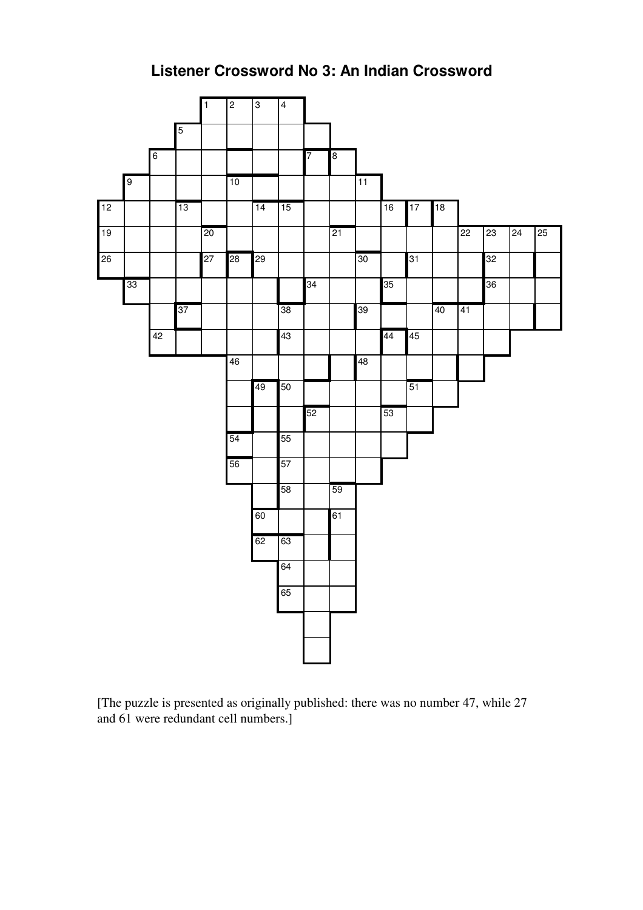# Listener Crossword No 3: An Indian Crossword

[The puzzle is presented as originally published: there was no number 47, while 27 and 61 were redundant cell numbers.]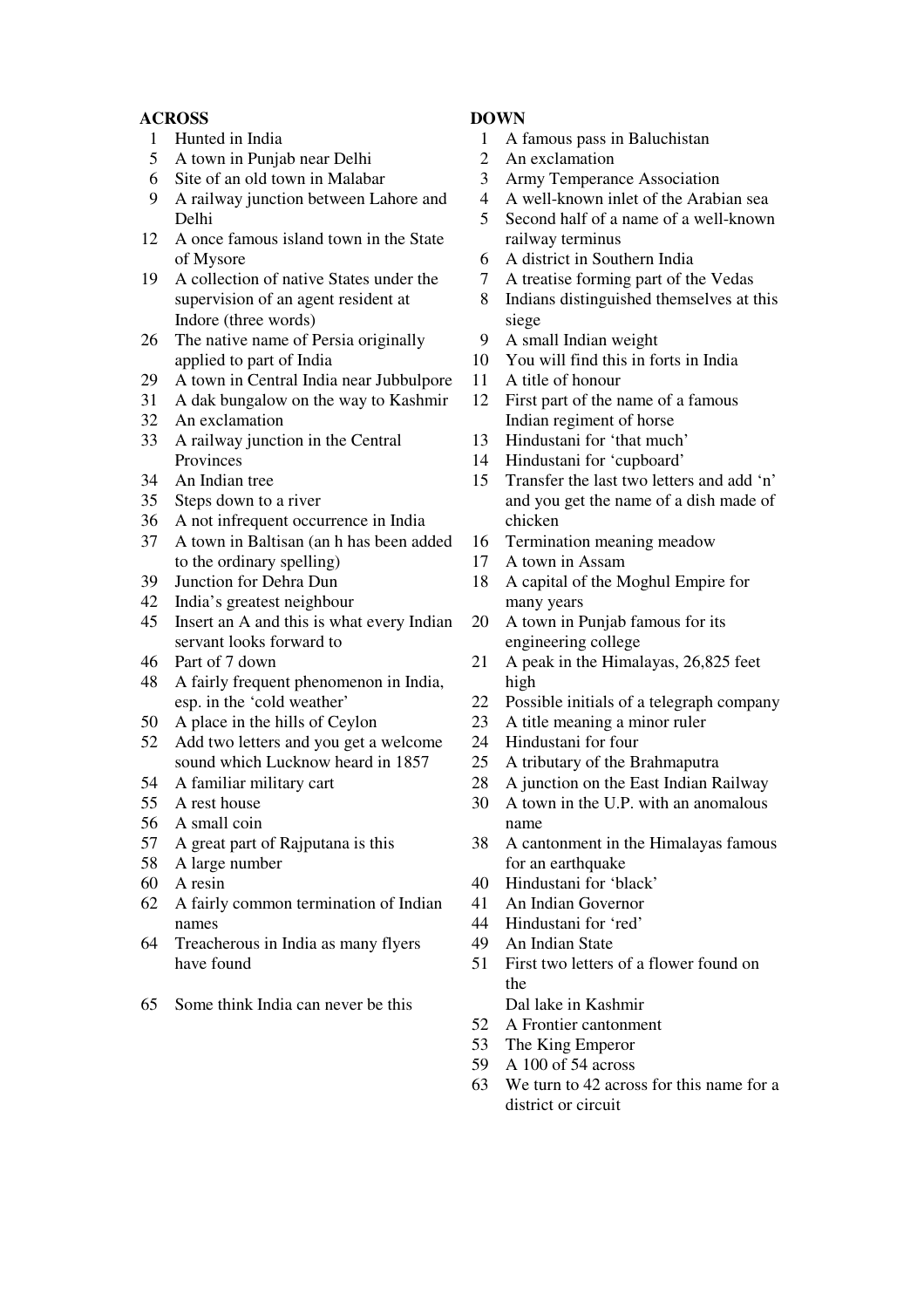**ACROSS**

1 Hunted in India
5 A town in Punjab near Delhi
6 Site of an old town in Malabar
9 A railway junction between Lahore and Delhi
12 A once famous island town in the State of Mysore
19 A collection of native States under the supervision of an agent resident at Indore (three words)
26 The native name of Persia originally applied to part of India
29 A town in Central India near Jubbulpore
31 A dak bungalow on the way to Kashmir
32 An exclamation
33 A railway junction in the Central Provinces
34 An Indian tree
35 Steps down to a river
36 A not infrequent occurrence in India
37 A town in Baltisan (an h has been added to the ordinary spelling)
39 Junction for Dehra Dun
42 India's greatest neighbour
45 Insert an A and this is what every Indian servant looks forward to
46 Part of 7 down
48 A fairly frequent phenomenon in India, esp. in the 'cold weather'
50 A place in the hills of Ceylon
52 Add two letters and you get a welcome sound which Lucknow heard in 1857
54 A familiar military cart
55 A rest house
56 A small coin
57 A great part of Rajputana is this
58 A large number
60 A resin
62 A fairly common termination of Indian names
64 Treacherous in India as many flyers have found
65 Some think India can never be this

**DOWN**

1 A famous pass in Baluchistan
2 An exclamation
3 Army Temperance Association
4 A well-known inlet of the Arabian sea
5 Second half of a name of a well-known railway terminus
6 A district in Southern India
7 A treatise forming part of the Vedas
8 Indians distinguished themselves at this siege
9 A small Indian weight
10 You will find this in forts in India
11 A title of honour
12 First part of the name of a famous Indian regiment of horse
13 Hindustani for 'that much'
14 Hindustani for 'cupboard'
15 Transfer the last two letters and add 'n' and you get the name of a dish made of chicken
16 Termination meaning meadow
17 A town in Assam
18 A capital of the Moghul Empire for many years
20 A town in Punjab famous for its engineering college
21 A peak in the Himalayas, 26,825 feet high
22 Possible initials of a telegraph company
23 A title meaning a minor ruler
24 Hindustani for four
25 A tributary of the Brahmaputra
28 A junction on the East Indian Railway
30 A town in the U.P. with an anomalous name
38 A cantonment in the Himalayas famous for an earthquake
40 Hindustani for 'black'
41 An Indian Governor
44 Hindustani for 'red'
49 An Indian State
51 First two letters of a flower found on the Dal lake in Kashmir
52 A Frontier cantonment
53 The King Emperor
59 A 100 of 54 across
63 We turn to 42 across for this name for a district or circuit